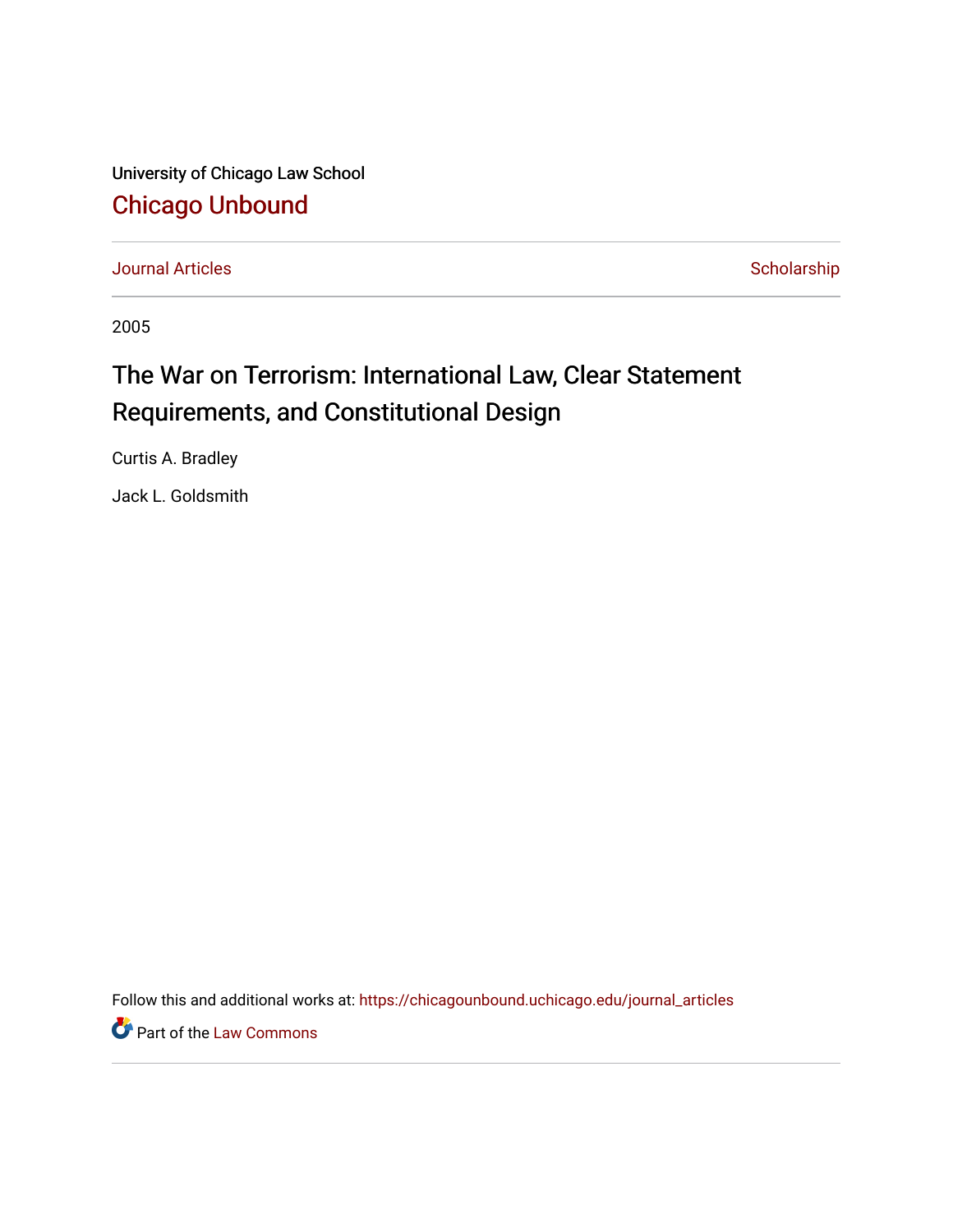University of Chicago Law School

## Chicago Unbound

Journal Articles | Scholarship

2005

# The War on Terrorism: International Law, Clear Statement Requirements, and Constitutional Design

Curtis A. Bradley

Jack L. Goldsmith

Follow this and additional works at: https://chicagounbound.uchicago.edu/journal_articles

Part of the Law Commons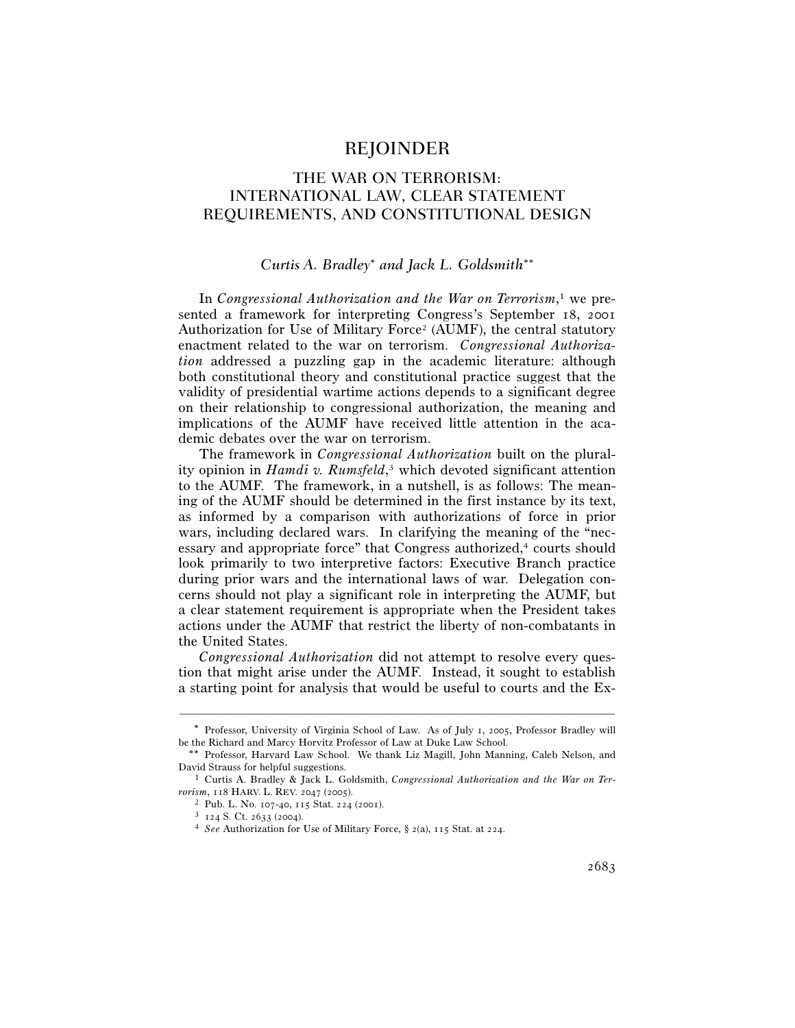# REJOINDER

## THE WAR ON TERRORISM: INTERNATIONAL LAW, CLEAR STATEMENT REQUIREMENTS, AND CONSTITUTIONAL DESIGN

*Curtis A. Bradley\* and Jack L. Goldsmith\*\**

In *Congressional Authorization and the War on Terrorism*,[1] we presented a framework for interpreting Congress's September 18, 2001 Authorization for Use of Military Force[2] (AUMF), the central statutory enactment related to the war on terrorism. *Congressional Authorization* addressed a puzzling gap in the academic literature: although both constitutional theory and constitutional practice suggest that the validity of presidential wartime actions depends to a significant degree on their relationship to congressional authorization, the meaning and implications of the AUMF have received little attention in the academic debates over the war on terrorism.

The framework in *Congressional Authorization* built on the plurality opinion in *Hamdi v. Rumsfeld*,[3] which devoted significant attention to the AUMF. The framework, in a nutshell, is as follows: The meaning of the AUMF should be determined in the first instance by its text, as informed by a comparison with authorizations of force in prior wars, including declared wars. In clarifying the meaning of the "necessary and appropriate force" that Congress authorized,[4] courts should look primarily to two interpretive factors: Executive Branch practice during prior wars and the international laws of war. Delegation concerns should not play a significant role in interpreting the AUMF, but a clear statement requirement is appropriate when the President takes actions under the AUMF that restrict the liberty of non-combatants in the United States.

*Congressional Authorization* did not attempt to resolve every question that might arise under the AUMF. Instead, it sought to establish a starting point for analysis that would be useful to courts and the Ex-

---

\* Professor, University of Virginia School of Law. As of July 1, 2005, Professor Bradley will be the Richard and Marcy Horvitz Professor of Law at Duke Law School.

\*\* Professor, Harvard Law School. We thank Liz Magill, John Manning, Caleb Nelson, and David Strauss for helpful suggestions.

[1] Curtis A. Bradley & Jack L. Goldsmith, *Congressional Authorization and the War on Terrorism*, 118 HARV. L. REV. 2047 (2005).

[2] Pub. L. No. 107-40, 115 Stat. 224 (2001).

[3] 124 S. Ct. 2633 (2004).

[4] *See* Authorization for Use of Military Force, § 2(a), 115 Stat. at 224.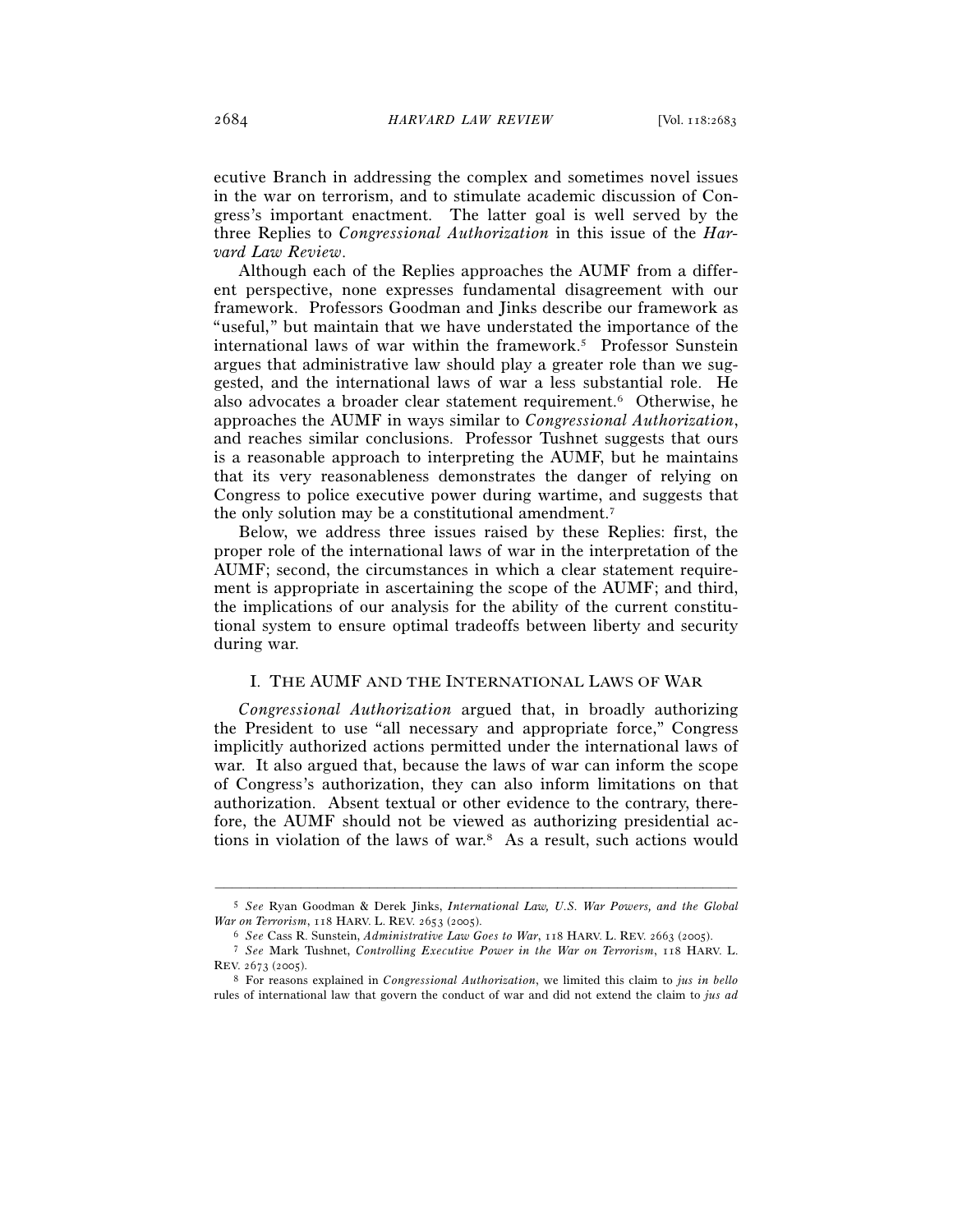ecutive Branch in addressing the complex and sometimes novel issues in the war on terrorism, and to stimulate academic discussion of Congress's important enactment. The latter goal is well served by the three Replies to *Congressional Authorization* in this issue of the *Harvard Law Review*.

Although each of the Replies approaches the AUMF from a different perspective, none expresses fundamental disagreement with our framework. Professors Goodman and Jinks describe our framework as "useful," but maintain that we have understated the importance of the international laws of war within the framework.[5] Professor Sunstein argues that administrative law should play a greater role than we suggested, and the international laws of war a less substantial role. He also advocates a broader clear statement requirement.[6] Otherwise, he approaches the AUMF in ways similar to *Congressional Authorization*, and reaches similar conclusions. Professor Tushnet suggests that ours is a reasonable approach to interpreting the AUMF, but he maintains that its very reasonableness demonstrates the danger of relying on Congress to police executive power during wartime, and suggests that the only solution may be a constitutional amendment.[7]

Below, we address three issues raised by these Replies: first, the proper role of the international laws of war in the interpretation of the AUMF; second, the circumstances in which a clear statement requirement is appropriate in ascertaining the scope of the AUMF; and third, the implications of our analysis for the ability of the current constitutional system to ensure optimal tradeoffs between liberty and security during war.

## I. THE AUMF AND THE INTERNATIONAL LAWS OF WAR

*Congressional Authorization* argued that, in broadly authorizing the President to use "all necessary and appropriate force," Congress implicitly authorized actions permitted under the international laws of war. It also argued that, because the laws of war can inform the scope of Congress's authorization, they can also inform limitations on that authorization. Absent textual or other evidence to the contrary, therefore, the AUMF should not be viewed as authorizing presidential actions in violation of the laws of war.[8] As a result, such actions would

---

[5] *See* Ryan Goodman & Derek Jinks, *International Law, U.S. War Powers, and the Global War on Terrorism*, 118 HARV. L. REV. 2653 (2005).

[6] *See* Cass R. Sunstein, *Administrative Law Goes to War*, 118 HARV. L. REV. 2663 (2005).

[7] *See* Mark Tushnet, *Controlling Executive Power in the War on Terrorism*, 118 HARV. L. REV. 2673 (2005).

[8] For reasons explained in *Congressional Authorization*, we limited this claim to *jus in bello* rules of international law that govern the conduct of war and did not extend the claim to *jus ad*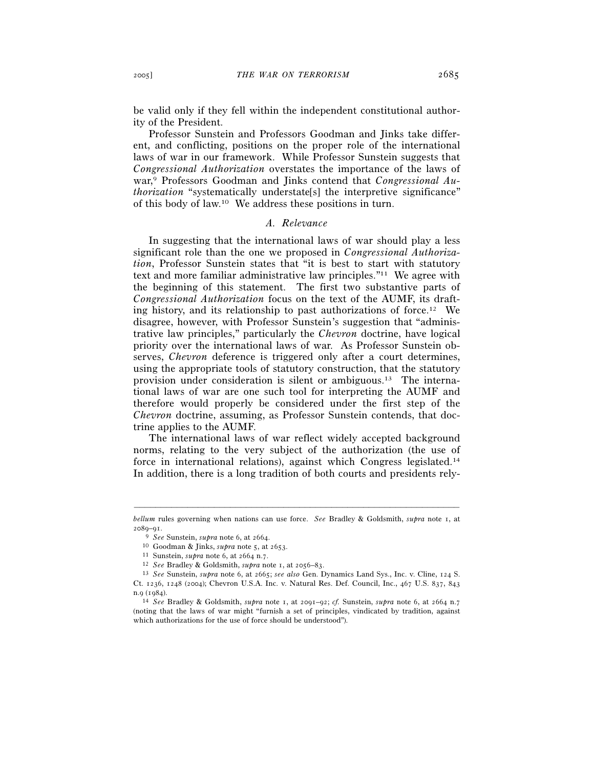be valid only if they fell within the independent constitutional authority of the President.

Professor Sunstein and Professors Goodman and Jinks take different, and conflicting, positions on the proper role of the international laws of war in our framework. While Professor Sunstein suggests that *Congressional Authorization* overstates the importance of the laws of war,[9] Professors Goodman and Jinks contend that *Congressional Authorization* "systematically understate[s] the interpretive significance" of this body of law.[10] We address these positions in turn.

### A. Relevance

In suggesting that the international laws of war should play a less significant role than the one we proposed in *Congressional Authorization*, Professor Sunstein states that "it is best to start with statutory text and more familiar administrative law principles."[11] We agree with the beginning of this statement. The first two substantive parts of *Congressional Authorization* focus on the text of the AUMF, its drafting history, and its relationship to past authorizations of force.[12] We disagree, however, with Professor Sunstein's suggestion that "administrative law principles," particularly the *Chevron* doctrine, have logical priority over the international laws of war. As Professor Sunstein observes, *Chevron* deference is triggered only after a court determines, using the appropriate tools of statutory construction, that the statutory provision under consideration is silent or ambiguous.[13] The international laws of war are one such tool for interpreting the AUMF and therefore would properly be considered under the first step of the *Chevron* doctrine, assuming, as Professor Sunstein contends, that doctrine applies to the AUMF.

The international laws of war reflect widely accepted background norms, relating to the very subject of the authorization (the use of force in international relations), against which Congress legislated.[14] In addition, there is a long tradition of both courts and presidents rely-

---

*bellum* rules governing when nations can use force. *See* Bradley & Goldsmith, *supra* note 1, at 2089–91.

[9] *See* Sunstein, *supra* note 6, at 2664.

[10] Goodman & Jinks, *supra* note 5, at 2653.

[11] Sunstein, *supra* note 6, at 2664 n.7.

[12] *See* Bradley & Goldsmith, *supra* note 1, at 2056–83.

[13] *See* Sunstein, *supra* note 6, at 2665; *see also* Gen. Dynamics Land Sys., Inc. v. Cline, 124 S. Ct. 1236, 1248 (2004); Chevron U.S.A. Inc. v. Natural Res. Def. Council, Inc., 467 U.S. 837, 843 n.9 (1984).

[14] *See* Bradley & Goldsmith, *supra* note 1, at 2091–92; *cf.* Sunstein, *supra* note 6, at 2664 n.7 (noting that the laws of war might "furnish a set of principles, vindicated by tradition, against which authorizations for the use of force should be understood").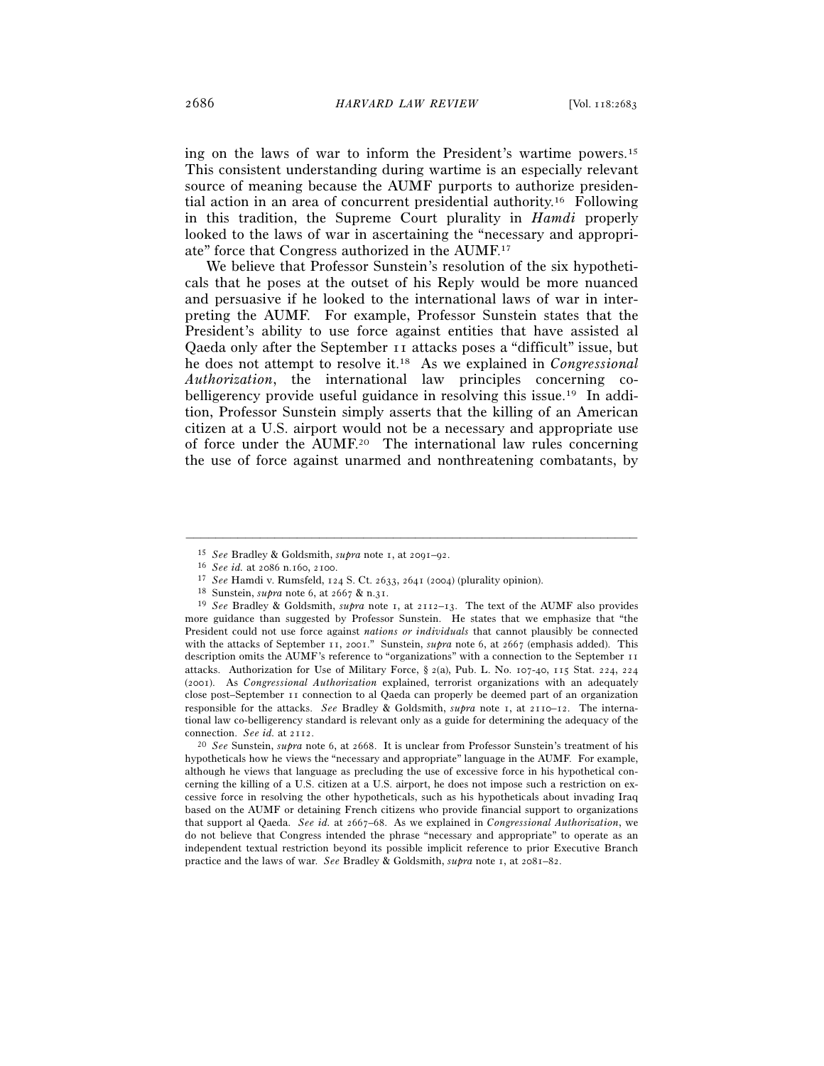ing on the laws of war to inform the President's wartime powers.[15] This consistent understanding during wartime is an especially relevant source of meaning because the AUMF purports to authorize presidential action in an area of concurrent presidential authority.[16] Following in this tradition, the Supreme Court plurality in *Hamdi* properly looked to the laws of war in ascertaining the "necessary and appropriate" force that Congress authorized in the AUMF.[17]

We believe that Professor Sunstein's resolution of the six hypotheticals that he poses at the outset of his Reply would be more nuanced and persuasive if he looked to the international laws of war in interpreting the AUMF. For example, Professor Sunstein states that the President's ability to use force against entities that have assisted al Qaeda only after the September 11 attacks poses a "difficult" issue, but he does not attempt to resolve it.[18] As we explained in *Congressional Authorization*, the international law principles concerning co-belligerency provide useful guidance in resolving this issue.[19] In addition, Professor Sunstein simply asserts that the killing of an American citizen at a U.S. airport would not be a necessary and appropriate use of force under the AUMF.[20] The international law rules concerning the use of force against unarmed and nonthreatening combatants, by

---

[15] *See* Bradley & Goldsmith, *supra* note 1, at 2091–92.

[16] *See id.* at 2086 n.160, 2100.

[17] *See* Hamdi v. Rumsfeld, 124 S. Ct. 2633, 2641 (2004) (plurality opinion).

[18] Sunstein, *supra* note 6, at 2667 & n.31.

[19] *See* Bradley & Goldsmith, *supra* note 1, at 2112–13. The text of the AUMF also provides more guidance than suggested by Professor Sunstein. He states that we emphasize that "the President could not use force against *nations or individuals* that cannot plausibly be connected with the attacks of September 11, 2001." Sunstein, *supra* note 6, at 2667 (emphasis added). This description omits the AUMF's reference to "organizations" with a connection to the September 11 attacks. Authorization for Use of Military Force, § 2(a), Pub. L. No. 107-40, 115 Stat. 224, 224 (2001). As *Congressional Authorization* explained, terrorist organizations with an adequately close post–September 11 connection to al Qaeda can properly be deemed part of an organization responsible for the attacks. *See* Bradley & Goldsmith, *supra* note 1, at 2110–12. The international law co-belligerency standard is relevant only as a guide for determining the adequacy of the connection. *See id.* at 2112.

[20] *See* Sunstein, *supra* note 6, at 2668. It is unclear from Professor Sunstein's treatment of his hypotheticals how he views the "necessary and appropriate" language in the AUMF. For example, although he views that language as precluding the use of excessive force in his hypothetical concerning the killing of a U.S. citizen at a U.S. airport, he does not impose such a restriction on excessive force in resolving the other hypotheticals, such as his hypotheticals about invading Iraq based on the AUMF or detaining French citizens who provide financial support to organizations that support al Qaeda. *See id.* at 2667–68. As we explained in *Congressional Authorization*, we do not believe that Congress intended the phrase "necessary and appropriate" to operate as an independent textual restriction beyond its possible implicit reference to prior Executive Branch practice and the laws of war. *See* Bradley & Goldsmith, *supra* note 1, at 2081–82.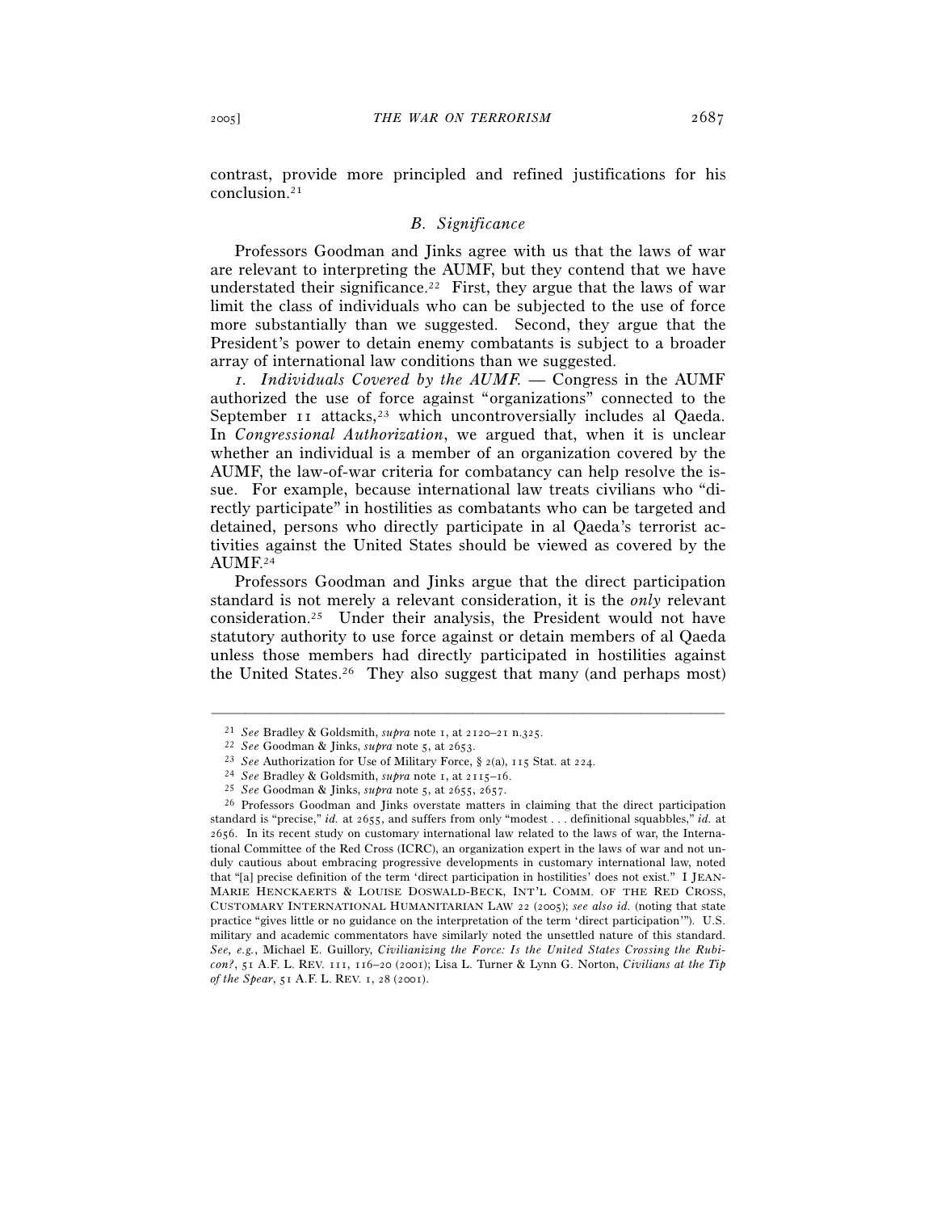contrast, provide more principled and refined justifications for his conclusion.[21]

### *B. Significance*

Professors Goodman and Jinks agree with us that the laws of war are relevant to interpreting the AUMF, but they contend that we have understated their significance.[22] First, they argue that the laws of war limit the class of individuals who can be subjected to the use of force more substantially than we suggested. Second, they argue that the President's power to detain enemy combatants is subject to a broader array of international law conditions than we suggested.

*1. Individuals Covered by the AUMF.* — Congress in the AUMF authorized the use of force against "organizations" connected to the September 11 attacks,[23] which uncontroversially includes al Qaeda. In *Congressional Authorization*, we argued that, when it is unclear whether an individual is a member of an organization covered by the AUMF, the law-of-war criteria for combatancy can help resolve the issue. For example, because international law treats civilians who "directly participate" in hostilities as combatants who can be targeted and detained, persons who directly participate in al Qaeda's terrorist activities against the United States should be viewed as covered by the AUMF.[24]

Professors Goodman and Jinks argue that the direct participation standard is not merely a relevant consideration, it is the *only* relevant consideration.[25] Under their analysis, the President would not have statutory authority to use force against or detain members of al Qaeda unless those members had directly participated in hostilities against the United States.[26] They also suggest that many (and perhaps most)

---

[21] *See* Bradley & Goldsmith, *supra* note 1, at 2120–21 n.325.

[22] *See* Goodman & Jinks, *supra* note 5, at 2653.

[23] *See* Authorization for Use of Military Force, § 2(a), 115 Stat. at 224.

[24] *See* Bradley & Goldsmith, *supra* note 1, at 2115–16.

[25] *See* Goodman & Jinks, *supra* note 5, at 2655, 2657.

[26] Professors Goodman and Jinks overstate matters in claiming that the direct participation standard is "precise," *id.* at 2655, and suffers from only "modest . . . definitional squabbles," *id.* at 2656. In its recent study on customary international law related to the laws of war, the International Committee of the Red Cross (ICRC), an organization expert in the laws of war and not unduly cautious about embracing progressive developments in customary international law, noted that "[a] precise definition of the term 'direct participation in hostilities' does not exist." 1 JEAN-MARIE HENCKAERTS & LOUISE DOSWALD-BECK, INT'L COMM. OF THE RED CROSS, CUSTOMARY INTERNATIONAL HUMANITARIAN LAW 22 (2005); *see also id.* (noting that state practice "gives little or no guidance on the interpretation of the term 'direct participation'"). U.S. military and academic commentators have similarly noted the unsettled nature of this standard. *See, e.g.*, Michael E. Guillory, *Civilianizing the Force: Is the United States Crossing the Rubicon?*, 51 A.F. L. REV. 111, 116–20 (2001); Lisa L. Turner & Lynn G. Norton, *Civilians at the Tip of the Spear*, 51 A.F. L. REV. 1, 28 (2001).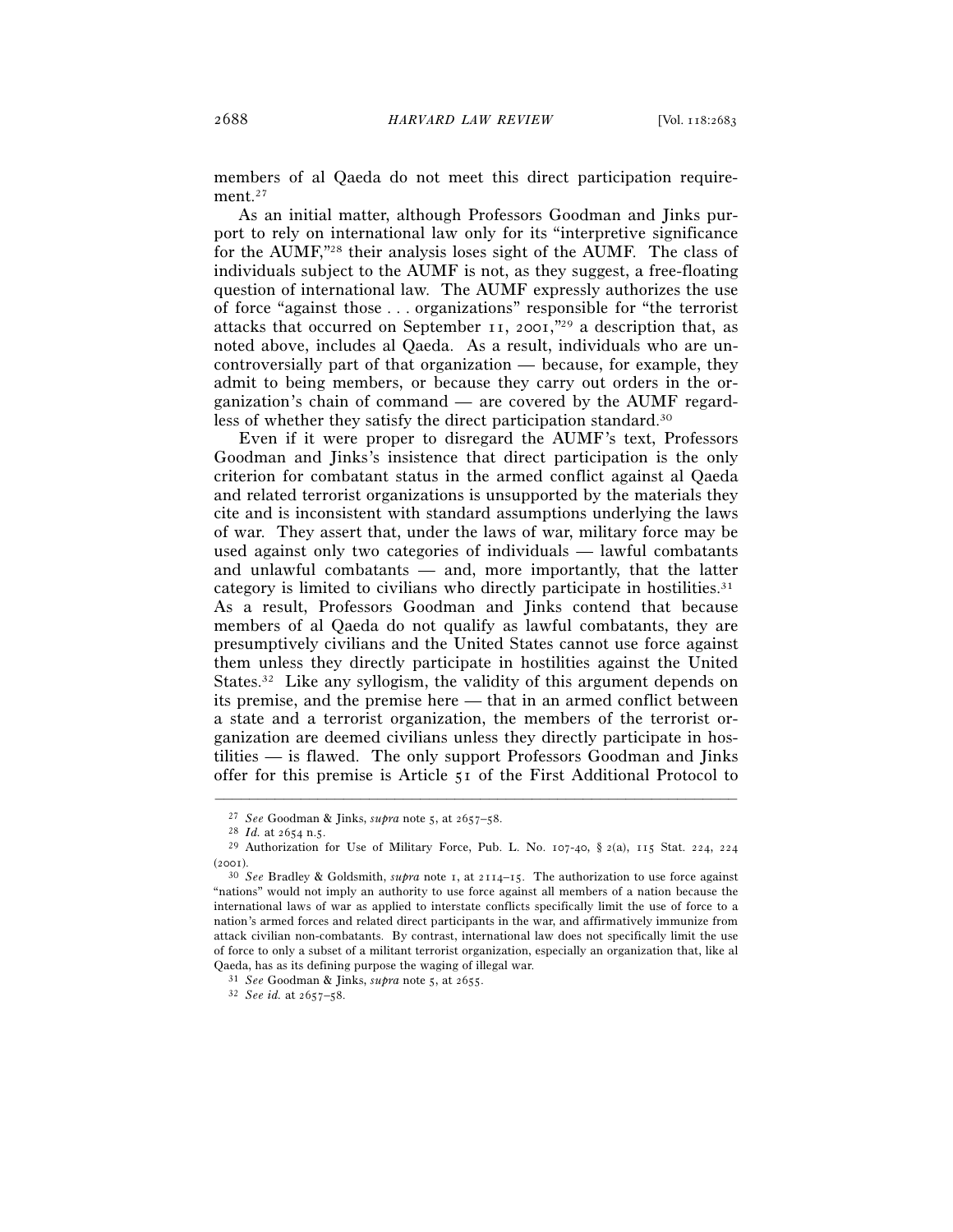members of al Qaeda do not meet this direct participation requirement.[27]

As an initial matter, although Professors Goodman and Jinks purport to rely on international law only for its "interpretive significance for the AUMF,"[28] their analysis loses sight of the AUMF. The class of individuals subject to the AUMF is not, as they suggest, a free-floating question of international law. The AUMF expressly authorizes the use of force "against those . . . organizations" responsible for "the terrorist attacks that occurred on September 11, 2001,"[29] a description that, as noted above, includes al Qaeda. As a result, individuals who are uncontroversially part of that organization — because, for example, they admit to being members, or because they carry out orders in the organization's chain of command — are covered by the AUMF regardless of whether they satisfy the direct participation standard.[30]

Even if it were proper to disregard the AUMF's text, Professors Goodman and Jinks's insistence that direct participation is the only criterion for combatant status in the armed conflict against al Qaeda and related terrorist organizations is unsupported by the materials they cite and is inconsistent with standard assumptions underlying the laws of war. They assert that, under the laws of war, military force may be used against only two categories of individuals — lawful combatants and unlawful combatants — and, more importantly, that the latter category is limited to civilians who directly participate in hostilities.[31] As a result, Professors Goodman and Jinks contend that because members of al Qaeda do not qualify as lawful combatants, they are presumptively civilians and the United States cannot use force against them unless they directly participate in hostilities against the United States.[32] Like any syllogism, the validity of this argument depends on its premise, and the premise here — that in an armed conflict between a state and a terrorist organization, the members of the terrorist organization are deemed civilians unless they directly participate in hostilities — is flawed. The only support Professors Goodman and Jinks offer for this premise is Article 51 of the First Additional Protocol to

---

[27] *See* Goodman & Jinks, *supra* note 5, at 2657–58.

[28] *Id.* at 2654 n.5.

[29] Authorization for Use of Military Force, Pub. L. No. 107-40, § 2(a), 115 Stat. 224, 224 (2001).

[30] *See* Bradley & Goldsmith, *supra* note 1, at 2114–15. The authorization to use force against "nations" would not imply an authority to use force against all members of a nation because the international laws of war as applied to interstate conflicts specifically limit the use of force to a nation's armed forces and related direct participants in the war, and affirmatively immunize from attack civilian non-combatants. By contrast, international law does not specifically limit the use of force to only a subset of a militant terrorist organization, especially an organization that, like al Qaeda, has as its defining purpose the waging of illegal war.

[31] *See* Goodman & Jinks, *supra* note 5, at 2655.

[32] *See id.* at 2657–58.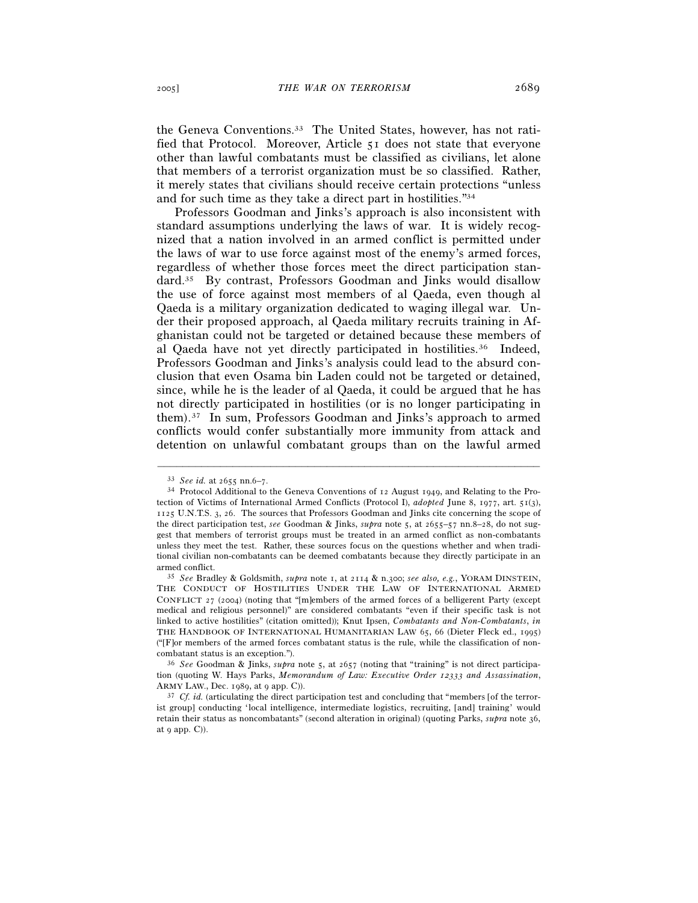the Geneva Conventions.[33] The United States, however, has not ratified that Protocol. Moreover, Article 51 does not state that everyone other than lawful combatants must be classified as civilians, let alone that members of a terrorist organization must be so classified. Rather, it merely states that civilians should receive certain protections "unless and for such time as they take a direct part in hostilities."[34]

Professors Goodman and Jinks's approach is also inconsistent with standard assumptions underlying the laws of war. It is widely recognized that a nation involved in an armed conflict is permitted under the laws of war to use force against most of the enemy's armed forces, regardless of whether those forces meet the direct participation standard.[35] By contrast, Professors Goodman and Jinks would disallow the use of force against most members of al Qaeda, even though al Qaeda is a military organization dedicated to waging illegal war. Under their proposed approach, al Qaeda military recruits training in Afghanistan could not be targeted or detained because these members of al Qaeda have not yet directly participated in hostilities.[36] Indeed, Professors Goodman and Jinks's analysis could lead to the absurd conclusion that even Osama bin Laden could not be targeted or detained, since, while he is the leader of al Qaeda, it could be argued that he has not directly participated in hostilities (or is no longer participating in them).[37] In sum, Professors Goodman and Jinks's approach to armed conflicts would confer substantially more immunity from attack and detention on unlawful combatant groups than on the lawful armed

---

[33] *See id.* at 2655 nn.6–7.

[34] Protocol Additional to the Geneva Conventions of 12 August 1949, and Relating to the Protection of Victims of International Armed Conflicts (Protocol I), *adopted* June 8, 1977, art. 51(3), 1125 U.N.T.S. 3, 26. The sources that Professors Goodman and Jinks cite concerning the scope of the direct participation test, *see* Goodman & Jinks, *supra* note 5, at 2655–57 nn.8–28, do not suggest that members of terrorist groups must be treated in an armed conflict as non-combatants unless they meet the test. Rather, these sources focus on the questions whether and when traditional civilian non-combatants can be deemed combatants because they directly participate in an armed conflict.

[35] *See* Bradley & Goldsmith, *supra* note 1, at 2114 & n.300; *see also, e.g.*, YORAM DINSTEIN, THE CONDUCT OF HOSTILITIES UNDER THE LAW OF INTERNATIONAL ARMED CONFLICT 27 (2004) (noting that "[m]embers of the armed forces of a belligerent Party (except medical and religious personnel)" are considered combatants "even if their specific task is not linked to active hostilities" (citation omitted)); Knut Ipsen, *Combatants and Non-Combatants*, *in* THE HANDBOOK OF INTERNATIONAL HUMANITARIAN LAW 65, 66 (Dieter Fleck ed., 1995) ("[F]or members of the armed forces combatant status is the rule, while the classification of non-combatant status is an exception.").

[36] *See* Goodman & Jinks, *supra* note 5, at 2657 (noting that "training" is not direct participation (quoting W. Hays Parks, *Memorandum of Law: Executive Order 12333 and Assassination*, ARMY LAW., Dec. 1989, at 9 app. C)).

[37] *Cf. id.* (articulating the direct participation test and concluding that "members [of the terrorist group] conducting 'local intelligence, intermediate logistics, recruiting, [and] training' would retain their status as noncombatants" (second alteration in original) (quoting Parks, *supra* note 36, at 9 app. C)).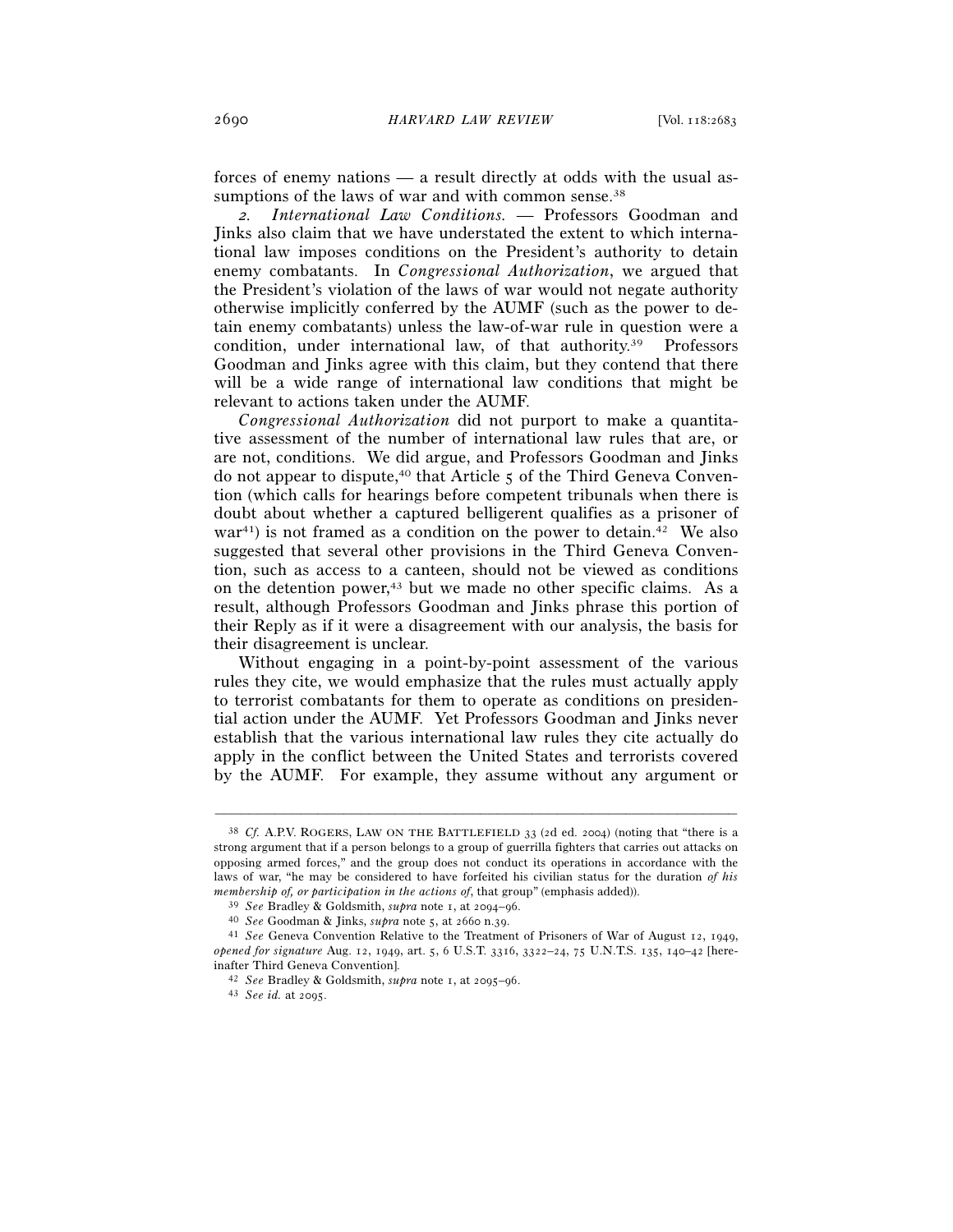forces of enemy nations — a result directly at odds with the usual assumptions of the laws of war and with common sense.[38]

*2. International Law Conditions.* — Professors Goodman and Jinks also claim that we have understated the extent to which international law imposes conditions on the President's authority to detain enemy combatants. In *Congressional Authorization*, we argued that the President's violation of the laws of war would not negate authority otherwise implicitly conferred by the AUMF (such as the power to detain enemy combatants) unless the law-of-war rule in question were a condition, under international law, of that authority.[39] Professors Goodman and Jinks agree with this claim, but they contend that there will be a wide range of international law conditions that might be relevant to actions taken under the AUMF.

*Congressional Authorization* did not purport to make a quantitative assessment of the number of international law rules that are, or are not, conditions. We did argue, and Professors Goodman and Jinks do not appear to dispute,[40] that Article 5 of the Third Geneva Convention (which calls for hearings before competent tribunals when there is doubt about whether a captured belligerent qualifies as a prisoner of war[41]) is not framed as a condition on the power to detain.[42] We also suggested that several other provisions in the Third Geneva Convention, such as access to a canteen, should not be viewed as conditions on the detention power,[43] but we made no other specific claims. As a result, although Professors Goodman and Jinks phrase this portion of their Reply as if it were a disagreement with our analysis, the basis for their disagreement is unclear.

Without engaging in a point-by-point assessment of the various rules they cite, we would emphasize that the rules must actually apply to terrorist combatants for them to operate as conditions on presidential action under the AUMF. Yet Professors Goodman and Jinks never establish that the various international law rules they cite actually do apply in the conflict between the United States and terrorists covered by the AUMF. For example, they assume without any argument or

---

[38] *Cf.* A.P.V. ROGERS, LAW ON THE BATTLEFIELD 33 (2d ed. 2004) (noting that "there is a strong argument that if a person belongs to a group of guerrilla fighters that carries out attacks on opposing armed forces," and the group does not conduct its operations in accordance with the laws of war, "he may be considered to have forfeited his civilian status for the duration *of his membership of, or participation in the actions of*, that group" (emphasis added)).

[39] *See* Bradley & Goldsmith, *supra* note 1, at 2094–96.

[40] *See* Goodman & Jinks, *supra* note 5, at 2660 n.39.

[41] *See* Geneva Convention Relative to the Treatment of Prisoners of War of August 12, 1949, *opened for signature* Aug. 12, 1949, art. 5, 6 U.S.T. 3316, 3322–24, 75 U.N.T.S. 135, 140–42 [hereinafter Third Geneva Convention].

[42] *See* Bradley & Goldsmith, *supra* note 1, at 2095–96.

[43] *See id.* at 2095.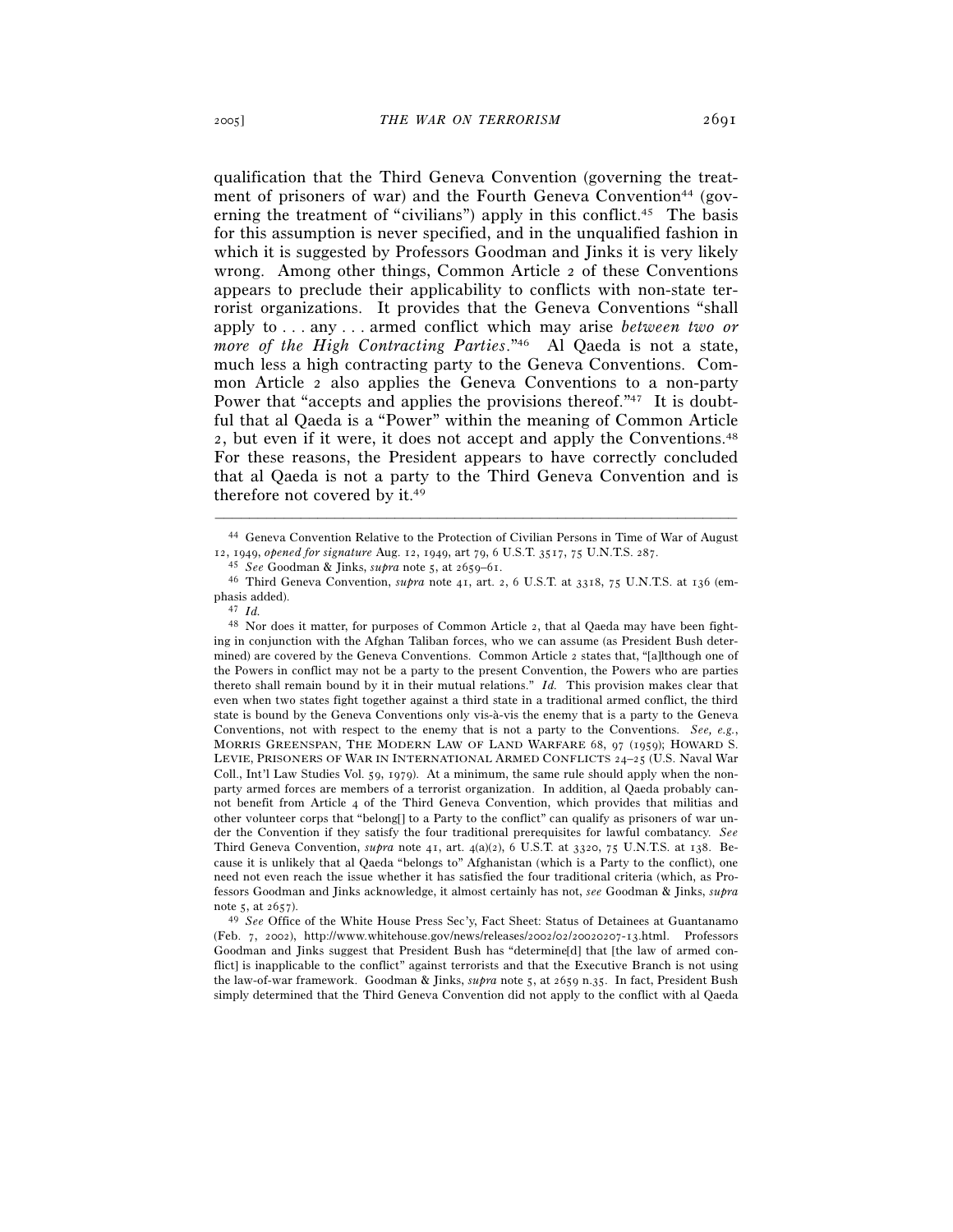qualification that the Third Geneva Convention (governing the treatment of prisoners of war) and the Fourth Geneva Convention[44] (governing the treatment of "civilians") apply in this conflict.[45] The basis for this assumption is never specified, and in the unqualified fashion in which it is suggested by Professors Goodman and Jinks it is very likely wrong. Among other things, Common Article 2 of these Conventions appears to preclude their applicability to conflicts with non-state terrorist organizations. It provides that the Geneva Conventions "shall apply to . . . any . . . armed conflict which may arise *between two or more of the High Contracting Parties*."[46] Al Qaeda is not a state, much less a high contracting party to the Geneva Conventions. Common Article 2 also applies the Geneva Conventions to a non-party Power that "accepts and applies the provisions thereof."[47] It is doubtful that al Qaeda is a "Power" within the meaning of Common Article 2, but even if it were, it does not accept and apply the Conventions.[48] For these reasons, the President appears to have correctly concluded that al Qaeda is not a party to the Third Geneva Convention and is therefore not covered by it.[49]

---

[44] Geneva Convention Relative to the Protection of Civilian Persons in Time of War of August 12, 1949, *opened for signature* Aug. 12, 1949, art 79, 6 U.S.T. 3517, 75 U.N.T.S. 287.

[45] *See* Goodman & Jinks, *supra* note 5, at 2659–61.

[46] Third Geneva Convention, *supra* note 41, art. 2, 6 U.S.T. at 3318, 75 U.N.T.S. at 136 (emphasis added).

[47] *Id.*

[48] Nor does it matter, for purposes of Common Article 2, that al Qaeda may have been fighting in conjunction with the Afghan Taliban forces, who we can assume (as President Bush determined) are covered by the Geneva Conventions. Common Article 2 states that, "[a]lthough one of the Powers in conflict may not be a party to the present Convention, the Powers who are parties thereto shall remain bound by it in their mutual relations." *Id.* This provision makes clear that even when two states fight together against a third state in a traditional armed conflict, the third state is bound by the Geneva Conventions only vis-à-vis the enemy that is a party to the Geneva Conventions, not with respect to the enemy that is not a party to the Conventions. *See, e.g.*, MORRIS GREENSPAN, THE MODERN LAW OF LAND WARFARE 68, 97 (1959); HOWARD S. LEVIE, PRISONERS OF WAR IN INTERNATIONAL ARMED CONFLICTS 24–25 (U.S. Naval War Coll., Int'l Law Studies Vol. 59, 1979). At a minimum, the same rule should apply when the non-party armed forces are members of a terrorist organization. In addition, al Qaeda probably cannot benefit from Article 4 of the Third Geneva Convention, which provides that militias and other volunteer corps that "belong[] to a Party to the conflict" can qualify as prisoners of war under the Convention if they satisfy the four traditional prerequisites for lawful combatancy. *See* Third Geneva Convention, *supra* note 41, art. 4(a)(2), 6 U.S.T. at 3320, 75 U.N.T.S. at 138. Because it is unlikely that al Qaeda "belongs to" Afghanistan (which is a Party to the conflict), one need not even reach the issue whether it has satisfied the four traditional criteria (which, as Professors Goodman and Jinks acknowledge, it almost certainly has not, *see* Goodman & Jinks, *supra* note 5, at 2657).

[49] *See* Office of the White House Press Sec'y, Fact Sheet: Status of Detainees at Guantanamo (Feb. 7, 2002), http://www.whitehouse.gov/news/releases/2002/02/20020207-13.html. Professors Goodman and Jinks suggest that President Bush has "determine[d] that [the law of armed conflict] is inapplicable to the conflict" against terrorists and that the Executive Branch is not using the law-of-war framework. Goodman & Jinks, *supra* note 5, at 2659 n.35. In fact, President Bush simply determined that the Third Geneva Convention did not apply to the conflict with al Qaeda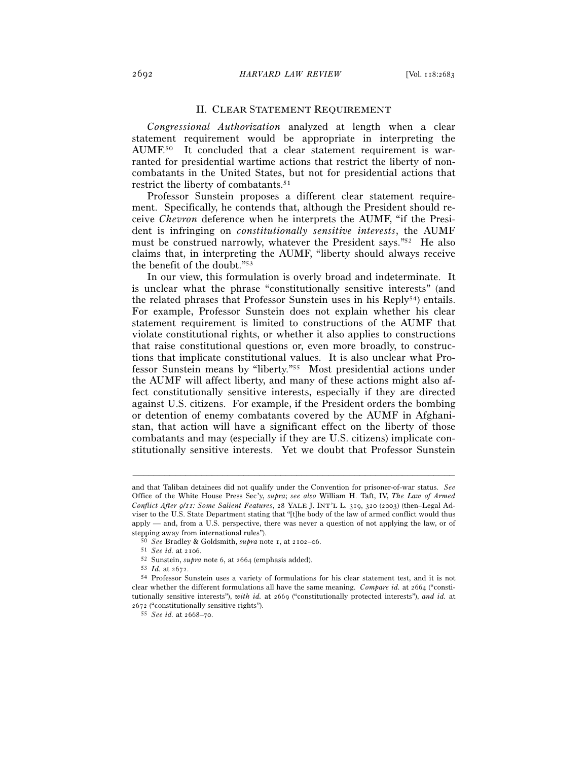## II. Clear Statement Requirement

*Congressional Authorization* analyzed at length when a clear statement requirement would be appropriate in interpreting the AUMF.[50] It concluded that a clear statement requirement is warranted for presidential wartime actions that restrict the liberty of noncombatants in the United States, but not for presidential actions that restrict the liberty of combatants.[51]

Professor Sunstein proposes a different clear statement requirement. Specifically, he contends that, although the President should receive *Chevron* deference when he interprets the AUMF, "if the President is infringing on *constitutionally sensitive interests*, the AUMF must be construed narrowly, whatever the President says."[52] He also claims that, in interpreting the AUMF, "liberty should always receive the benefit of the doubt."[53]

In our view, this formulation is overly broad and indeterminate. It is unclear what the phrase "constitutionally sensitive interests" (and the related phrases that Professor Sunstein uses in his Reply[54]) entails. For example, Professor Sunstein does not explain whether his clear statement requirement is limited to constructions of the AUMF that violate constitutional rights, or whether it also applies to constructions that raise constitutional questions or, even more broadly, to constructions that implicate constitutional values. It is also unclear what Professor Sunstein means by "liberty."[55] Most presidential actions under the AUMF will affect liberty, and many of these actions might also affect constitutionally sensitive interests, especially if they are directed against U.S. citizens. For example, if the President orders the bombing or detention of enemy combatants covered by the AUMF in Afghanistan, that action will have a significant effect on the liberty of those combatants and may (especially if they are U.S. citizens) implicate constitutionally sensitive interests. Yet we doubt that Professor Sunstein

---

and that Taliban detainees did not qualify under the Convention for prisoner-of-war status. *See* Office of the White House Press Sec'y, *supra*; *see also* William H. Taft, IV, *The Law of Armed Conflict After 9/11: Some Salient Features*, 28 Yale J. Int'l L. 319, 320 (2003) (then–Legal Adviser to the U.S. State Department stating that "[t]he body of the law of armed conflict would thus apply — and, from a U.S. perspective, there was never a question of not applying the law, or of stepping away from international rules").

[50] *See* Bradley & Goldsmith, *supra* note 1, at 2102–06.

[51] *See id.* at 2106.

[52] Sunstein, *supra* note 6, at 2664 (emphasis added).

[53] *Id.* at 2672.

[54] Professor Sunstein uses a variety of formulations for his clear statement test, and it is not clear whether the different formulations all have the same meaning. *Compare id.* at 2664 ("constitutionally sensitive interests"), *with id.* at 2669 ("constitutionally protected interests"), *and id.* at 2672 ("constitutionally sensitive rights").

[55] *See id.* at 2668–70.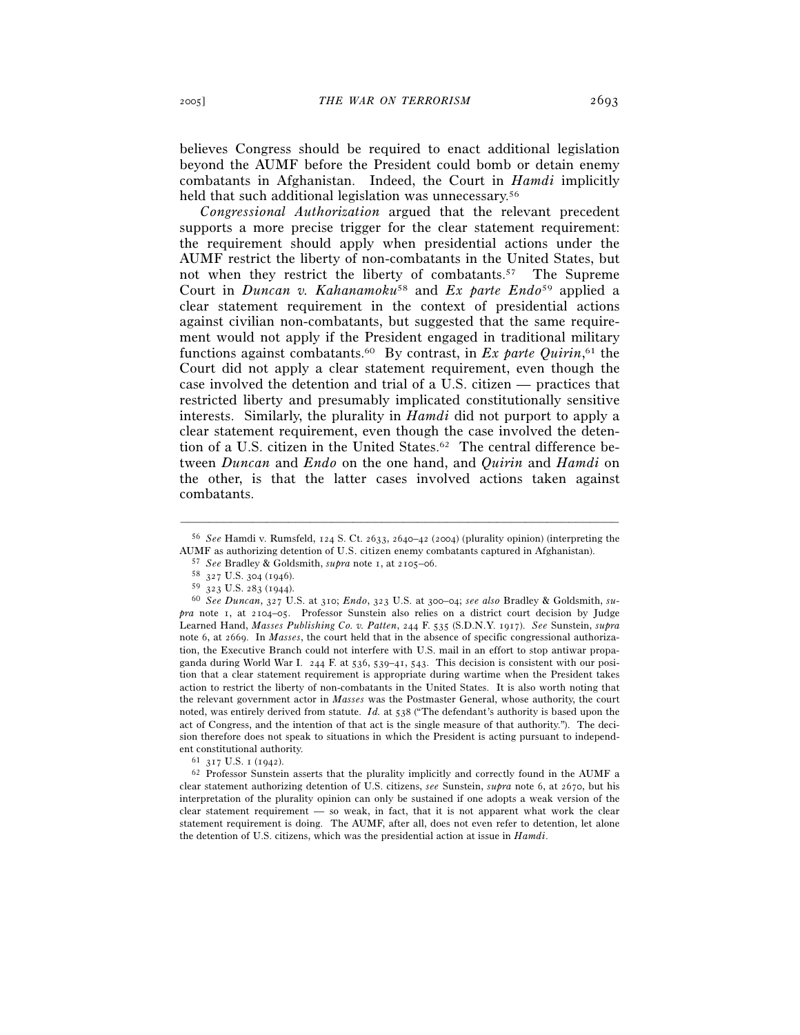believes Congress should be required to enact additional legislation beyond the AUMF before the President could bomb or detain enemy combatants in Afghanistan. Indeed, the Court in *Hamdi* implicitly held that such additional legislation was unnecessary.[56]

*Congressional Authorization* argued that the relevant precedent supports a more precise trigger for the clear statement requirement: the requirement should apply when presidential actions under the AUMF restrict the liberty of non-combatants in the United States, but not when they restrict the liberty of combatants.[57] The Supreme Court in *Duncan v. Kahanamoku*[58] and *Ex parte Endo*[59] applied a clear statement requirement in the context of presidential actions against civilian non-combatants, but suggested that the same requirement would not apply if the President engaged in traditional military functions against combatants.[60] By contrast, in *Ex parte Quirin*,[61] the Court did not apply a clear statement requirement, even though the case involved the detention and trial of a U.S. citizen — practices that restricted liberty and presumably implicated constitutionally sensitive interests. Similarly, the plurality in *Hamdi* did not purport to apply a clear statement requirement, even though the case involved the detention of a U.S. citizen in the United States.[62] The central difference between *Duncan* and *Endo* on the one hand, and *Quirin* and *Hamdi* on the other, is that the latter cases involved actions taken against combatants.

---

[56] *See* Hamdi v. Rumsfeld, 124 S. Ct. 2633, 2640–42 (2004) (plurality opinion) (interpreting the AUMF as authorizing detention of U.S. citizen enemy combatants captured in Afghanistan).

[57] *See* Bradley & Goldsmith, *supra* note 1, at 2105–06.

[58] 327 U.S. 304 (1946).

[59] 323 U.S. 283 (1944).

[60] *See Duncan*, 327 U.S. at 310; *Endo*, 323 U.S. at 300–04; *see also* Bradley & Goldsmith, *supra* note 1, at 2104–05. Professor Sunstein also relies on a district court decision by Judge Learned Hand, *Masses Publishing Co. v. Patten*, 244 F. 535 (S.D.N.Y. 1917). *See* Sunstein, *supra* note 6, at 2669. In *Masses*, the court held that in the absence of specific congressional authorization, the Executive Branch could not interfere with U.S. mail in an effort to stop antiwar propaganda during World War I. 244 F. at 536, 539–41, 543. This decision is consistent with our position that a clear statement requirement is appropriate during wartime when the President takes action to restrict the liberty of non-combatants in the United States. It is also worth noting that the relevant government actor in *Masses* was the Postmaster General, whose authority, the court noted, was entirely derived from statute. *Id.* at 538 ("The defendant's authority is based upon the act of Congress, and the intention of that act is the single measure of that authority."). The decision therefore does not speak to situations in which the President is acting pursuant to independent constitutional authority.

[61] 317 U.S. 1 (1942).

[62] Professor Sunstein asserts that the plurality implicitly and correctly found in the AUMF a clear statement authorizing detention of U.S. citizens, *see* Sunstein, *supra* note 6, at 2670, but his interpretation of the plurality opinion can only be sustained if one adopts a weak version of the clear statement requirement — so weak, in fact, that it is not apparent what work the clear statement requirement is doing. The AUMF, after all, does not even refer to detention, let alone the detention of U.S. citizens, which was the presidential action at issue in *Hamdi*.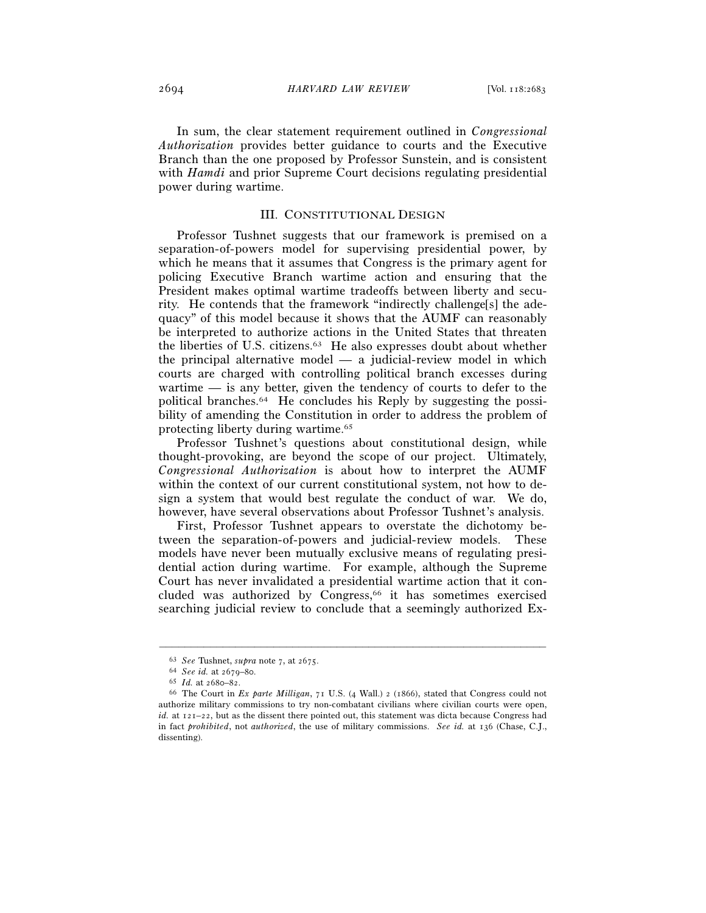In sum, the clear statement requirement outlined in *Congressional Authorization* provides better guidance to courts and the Executive Branch than the one proposed by Professor Sunstein, and is consistent with *Hamdi* and prior Supreme Court decisions regulating presidential power during wartime.

## III. CONSTITUTIONAL DESIGN

Professor Tushnet suggests that our framework is premised on a separation-of-powers model for supervising presidential power, by which he means that it assumes that Congress is the primary agent for policing Executive Branch wartime action and ensuring that the President makes optimal wartime tradeoffs between liberty and security. He contends that the framework "indirectly challenge[s] the adequacy" of this model because it shows that the AUMF can reasonably be interpreted to authorize actions in the United States that threaten the liberties of U.S. citizens.[63] He also expresses doubt about whether the principal alternative model — a judicial-review model in which courts are charged with controlling political branch excesses during wartime — is any better, given the tendency of courts to defer to the political branches.[64] He concludes his Reply by suggesting the possibility of amending the Constitution in order to address the problem of protecting liberty during wartime.[65]

Professor Tushnet's questions about constitutional design, while thought-provoking, are beyond the scope of our project. Ultimately, *Congressional Authorization* is about how to interpret the AUMF within the context of our current constitutional system, not how to design a system that would best regulate the conduct of war. We do, however, have several observations about Professor Tushnet's analysis.

First, Professor Tushnet appears to overstate the dichotomy between the separation-of-powers and judicial-review models. These models have never been mutually exclusive means of regulating presidential action during wartime. For example, although the Supreme Court has never invalidated a presidential wartime action that it concluded was authorized by Congress,[66] it has sometimes exercised searching judicial review to conclude that a seemingly authorized Ex-

---

[63] *See* Tushnet, *supra* note 7, at 2675.

[64] *See id.* at 2679–80.

[65] *Id.* at 2680–82.

[66] The Court in *Ex parte Milligan*, 71 U.S. (4 Wall.) 2 (1866), stated that Congress could not authorize military commissions to try non-combatant civilians where civilian courts were open, *id.* at 121–22, but as the dissent there pointed out, this statement was dicta because Congress had in fact *prohibited*, not *authorized*, the use of military commissions. *See id.* at 136 (Chase, C.J., dissenting).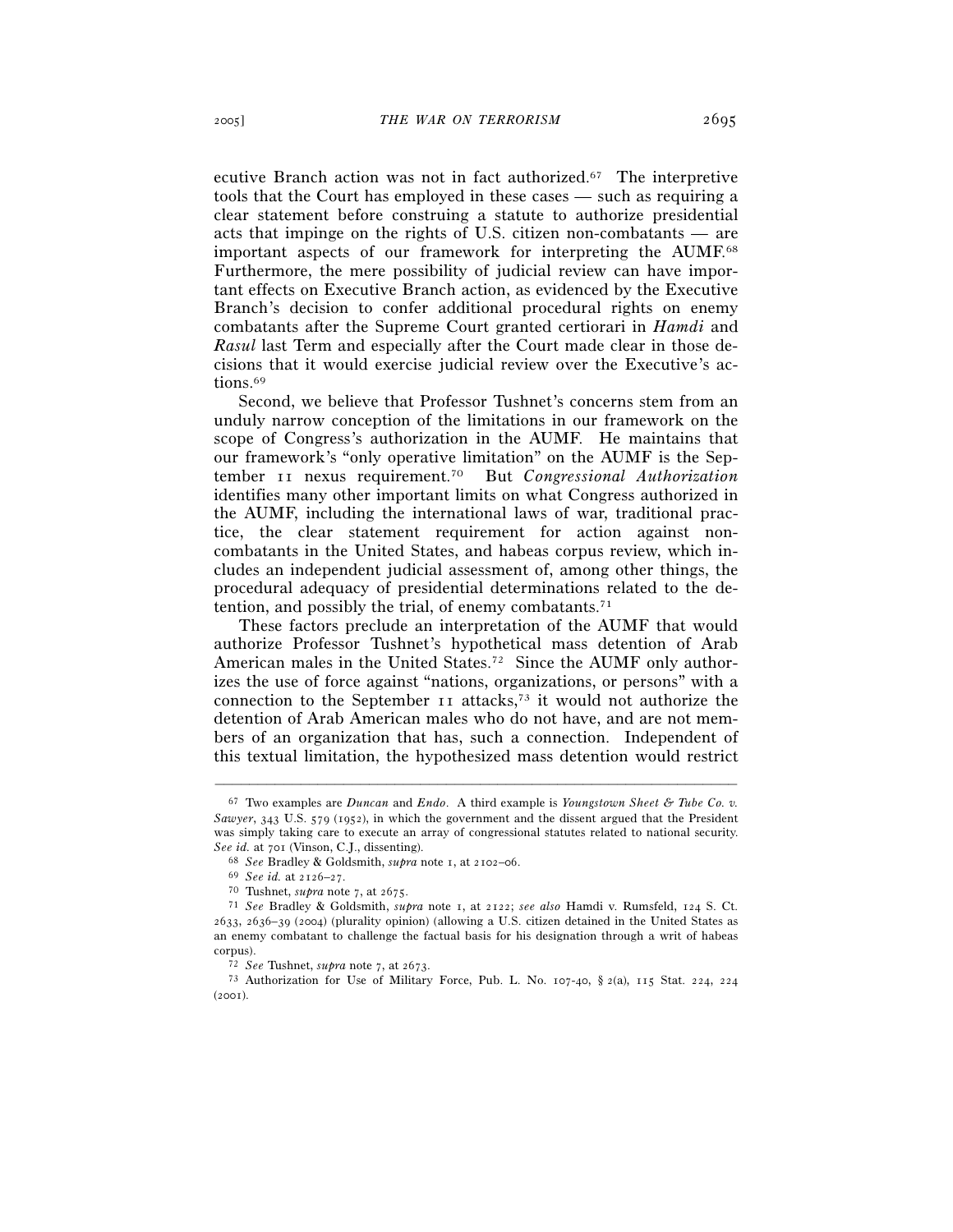ecutive Branch action was not in fact authorized.[67] The interpretive tools that the Court has employed in these cases — such as requiring a clear statement before construing a statute to authorize presidential acts that impinge on the rights of U.S. citizen non-combatants — are important aspects of our framework for interpreting the AUMF.[68] Furthermore, the mere possibility of judicial review can have important effects on Executive Branch action, as evidenced by the Executive Branch's decision to confer additional procedural rights on enemy combatants after the Supreme Court granted certiorari in *Hamdi* and *Rasul* last Term and especially after the Court made clear in those decisions that it would exercise judicial review over the Executive's actions.[69]

Second, we believe that Professor Tushnet's concerns stem from an unduly narrow conception of the limitations in our framework on the scope of Congress's authorization in the AUMF. He maintains that our framework's "only operative limitation" on the AUMF is the September 11 nexus requirement.[70] But *Congressional Authorization* identifies many other important limits on what Congress authorized in the AUMF, including the international laws of war, traditional practice, the clear statement requirement for action against non-combatants in the United States, and habeas corpus review, which includes an independent judicial assessment of, among other things, the procedural adequacy of presidential determinations related to the detention, and possibly the trial, of enemy combatants.[71]

These factors preclude an interpretation of the AUMF that would authorize Professor Tushnet's hypothetical mass detention of Arab American males in the United States.[72] Since the AUMF only authorizes the use of force against "nations, organizations, or persons" with a connection to the September 11 attacks,[73] it would not authorize the detention of Arab American males who do not have, and are not members of an organization that has, such a connection. Independent of this textual limitation, the hypothesized mass detention would restrict

---

[67] Two examples are *Duncan* and *Endo*. A third example is *Youngstown Sheet & Tube Co. v. Sawyer*, 343 U.S. 579 (1952), in which the government and the dissent argued that the President was simply taking care to execute an array of congressional statutes related to national security. *See id.* at 701 (Vinson, C.J., dissenting).

[68] *See* Bradley & Goldsmith, *supra* note 1, at 2102–06.

[69] *See id.* at 2126–27.

[70] Tushnet, *supra* note 7, at 2675.

[71] *See* Bradley & Goldsmith, *supra* note 1, at 2122; *see also* Hamdi v. Rumsfeld, 124 S. Ct. 2633, 2636–39 (2004) (plurality opinion) (allowing a U.S. citizen detained in the United States as an enemy combatant to challenge the factual basis for his designation through a writ of habeas corpus).

[72] *See* Tushnet, *supra* note 7, at 2673.

[73] Authorization for Use of Military Force, Pub. L. No. 107-40, § 2(a), 115 Stat. 224, 224 (2001).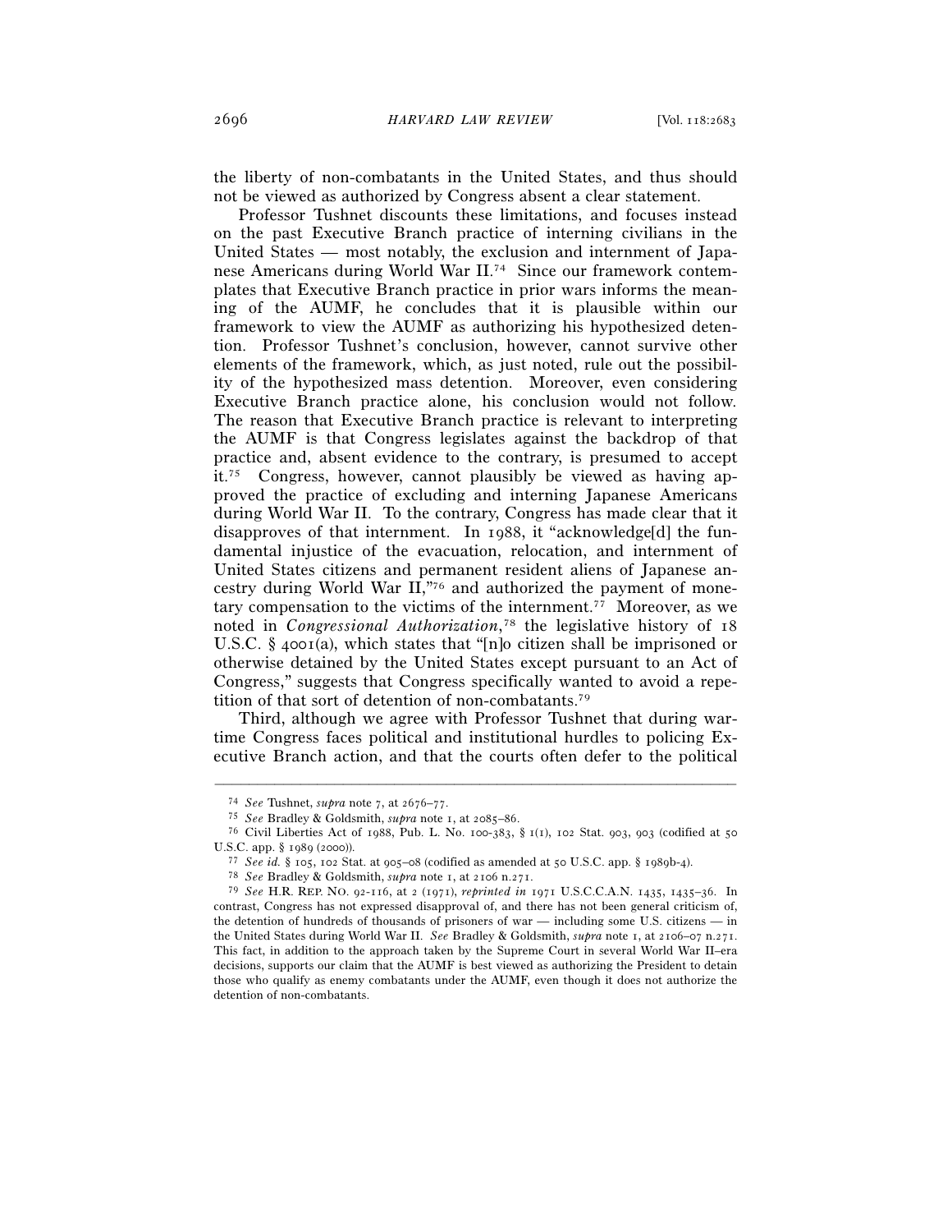the liberty of non-combatants in the United States, and thus should not be viewed as authorized by Congress absent a clear statement.

Professor Tushnet discounts these limitations, and focuses instead on the past Executive Branch practice of interning civilians in the United States — most notably, the exclusion and internment of Japanese Americans during World War II.[74] Since our framework contemplates that Executive Branch practice in prior wars informs the meaning of the AUMF, he concludes that it is plausible within our framework to view the AUMF as authorizing his hypothesized detention. Professor Tushnet's conclusion, however, cannot survive other elements of the framework, which, as just noted, rule out the possibility of the hypothesized mass detention. Moreover, even considering Executive Branch practice alone, his conclusion would not follow. The reason that Executive Branch practice is relevant to interpreting the AUMF is that Congress legislates against the backdrop of that practice and, absent evidence to the contrary, is presumed to accept it.[75] Congress, however, cannot plausibly be viewed as having approved the practice of excluding and interning Japanese Americans during World War II. To the contrary, Congress has made clear that it disapproves of that internment. In 1988, it "acknowledge[d] the fundamental injustice of the evacuation, relocation, and internment of United States citizens and permanent resident aliens of Japanese ancestry during World War II,"[76] and authorized the payment of monetary compensation to the victims of the internment.[77] Moreover, as we noted in *Congressional Authorization*,[78] the legislative history of 18 U.S.C. § 4001(a), which states that "[n]o citizen shall be imprisoned or otherwise detained by the United States except pursuant to an Act of Congress," suggests that Congress specifically wanted to avoid a repetition of that sort of detention of non-combatants.[79]

Third, although we agree with Professor Tushnet that during wartime Congress faces political and institutional hurdles to policing Executive Branch action, and that the courts often defer to the political

---

[74] *See* Tushnet, *supra* note 7, at 2676–77.

[75] *See* Bradley & Goldsmith, *supra* note 1, at 2085–86.

[76] Civil Liberties Act of 1988, Pub. L. No. 100-383, § 1(1), 102 Stat. 903, 903 (codified at 50 U.S.C. app. § 1989 (2000)).

[77] *See id.* § 105, 102 Stat. at 905–08 (codified as amended at 50 U.S.C. app. § 1989b-4).

[78] *See* Bradley & Goldsmith, *supra* note 1, at 2106 n.271.

[79] *See* H.R. REP. NO. 92-116, at 2 (1971), *reprinted in* 1971 U.S.C.C.A.N. 1435, 1435–36. In contrast, Congress has not expressed disapproval of, and there has not been general criticism of, the detention of hundreds of thousands of prisoners of war — including some U.S. citizens — in the United States during World War II. *See* Bradley & Goldsmith, *supra* note 1, at 2106–07 n.271. This fact, in addition to the approach taken by the Supreme Court in several World War II–era decisions, supports our claim that the AUMF is best viewed as authorizing the President to detain those who qualify as enemy combatants under the AUMF, even though it does not authorize the detention of non-combatants.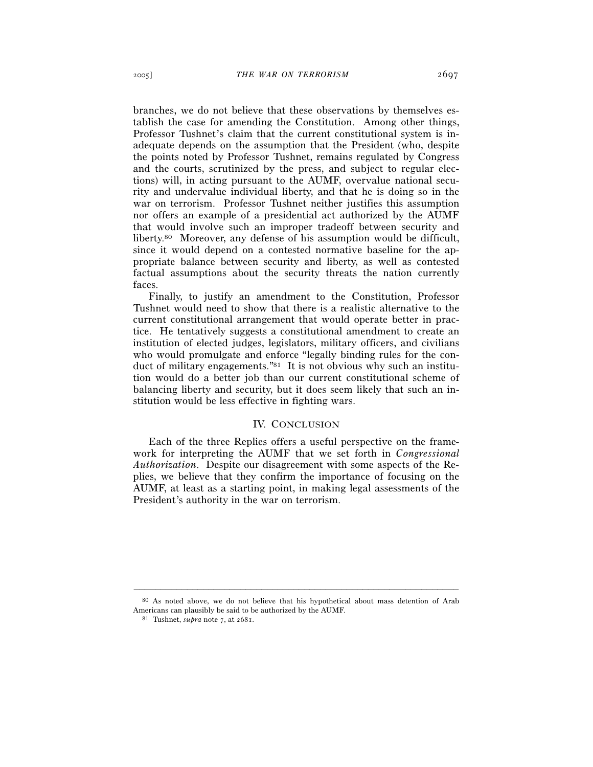branches, we do not believe that these observations by themselves establish the case for amending the Constitution. Among other things, Professor Tushnet's claim that the current constitutional system is inadequate depends on the assumption that the President (who, despite the points noted by Professor Tushnet, remains regulated by Congress and the courts, scrutinized by the press, and subject to regular elections) will, in acting pursuant to the AUMF, overvalue national security and undervalue individual liberty, and that he is doing so in the war on terrorism. Professor Tushnet neither justifies this assumption nor offers an example of a presidential act authorized by the AUMF that would involve such an improper tradeoff between security and liberty.[80] Moreover, any defense of his assumption would be difficult, since it would depend on a contested normative baseline for the appropriate balance between security and liberty, as well as contested factual assumptions about the security threats the nation currently faces.

Finally, to justify an amendment to the Constitution, Professor Tushnet would need to show that there is a realistic alternative to the current constitutional arrangement that would operate better in practice. He tentatively suggests a constitutional amendment to create an institution of elected judges, legislators, military officers, and civilians who would promulgate and enforce "legally binding rules for the conduct of military engagements."[81] It is not obvious why such an institution would do a better job than our current constitutional scheme of balancing liberty and security, but it does seem likely that such an institution would be less effective in fighting wars.

## IV. Conclusion

Each of the three Replies offers a useful perspective on the framework for interpreting the AUMF that we set forth in *Congressional Authorization*. Despite our disagreement with some aspects of the Replies, we believe that they confirm the importance of focusing on the AUMF, at least as a starting point, in making legal assessments of the President's authority in the war on terrorism.

---

[80] As noted above, we do not believe that his hypothetical about mass detention of Arab Americans can plausibly be said to be authorized by the AUMF.

[81] Tushnet, *supra* note 7, at 2681.